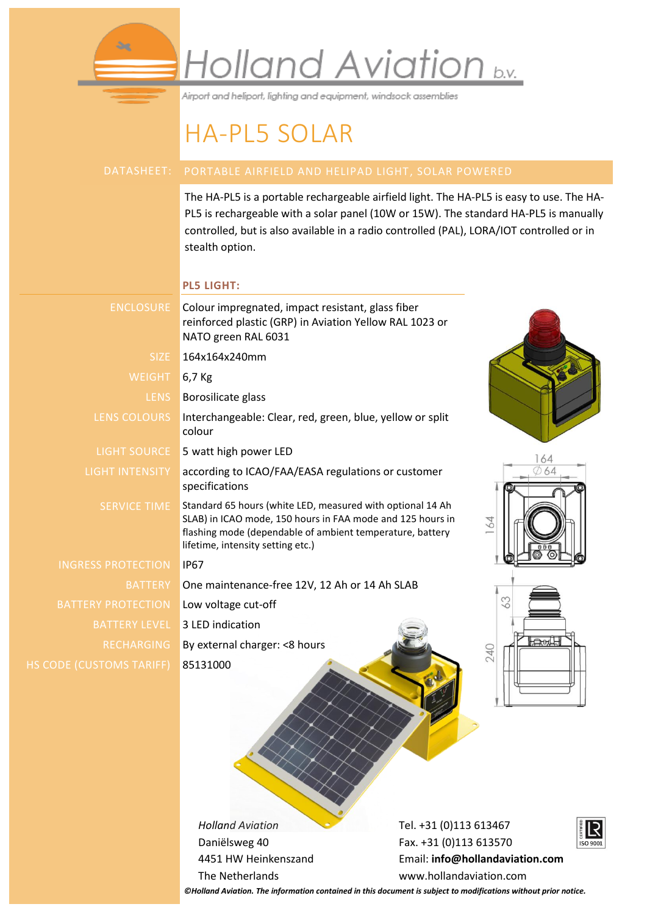# Holland Aviation b.v.

Airport and heliport, lighting and equipment, windsock assemblies

# HA-PL5 SOLAR

## DATASHEET: PORTABLE AIRFIELD AND HELIPAD LIGHT, SOLAR POWERED

The HA-PL5 is a portable rechargeable airfield light. The HA-PL5 is easy to use. The HA-PL5 is rechargeable with a solar panel (10W or 15W). The standard HA-PL5 is manually controlled, but is also available in a radio controlled (PAL), LORA/IOT controlled or in stealth option.

### PL5 LIGHT:

| | |
|---|---|
| ENCLOSURE | Colour impregnated, impact resistant, glass fiber reinforced plastic (GRP) in Aviation Yellow RAL 1023 or NATO green RAL 6031 |
| SIZE | 164x164x240mm |
| WEIGHT | 6,7 Kg |
| LENS | Borosilicate glass |
| LENS COLOURS | Interchangeable: Clear, red, green, blue, yellow or split colour |
| LIGHT SOURCE | 5 watt high power LED |
| LIGHT INTENSITY | according to ICAO/FAA/EASA regulations or customer specifications |
| SERVICE TIME | Standard 65 hours (white LED, measured with optional 14 Ah SLAB) in ICAO mode, 150 hours in FAA mode and 125 hours in flashing mode (dependable of ambient temperature, battery lifetime, intensity setting etc.) |
| INGRESS PROTECTION | IP67 |
| BATTERY | One maintenance-free 12V, 12 Ah or 14 Ah SLAB |
| BATTERY PROTECTION | Low voltage cut-off |
| BATTERY LEVEL | 3 LED indication |
| RECHARGING | By external charger: <8 hours |
| HS CODE (CUSTOMS TARIFF) | 85131000 |

*Holland Aviation*
Daniëlsweg 40
4451 HW Heinkenszand
The Netherlands

Tel. +31 (0)113 613467
Fax. +31 (0)113 613570
Email: **info@hollandaviation.com**
www.hollandaviation.com

***©Holland Aviation. The information contained in this document is subject to modifications without prior notice.***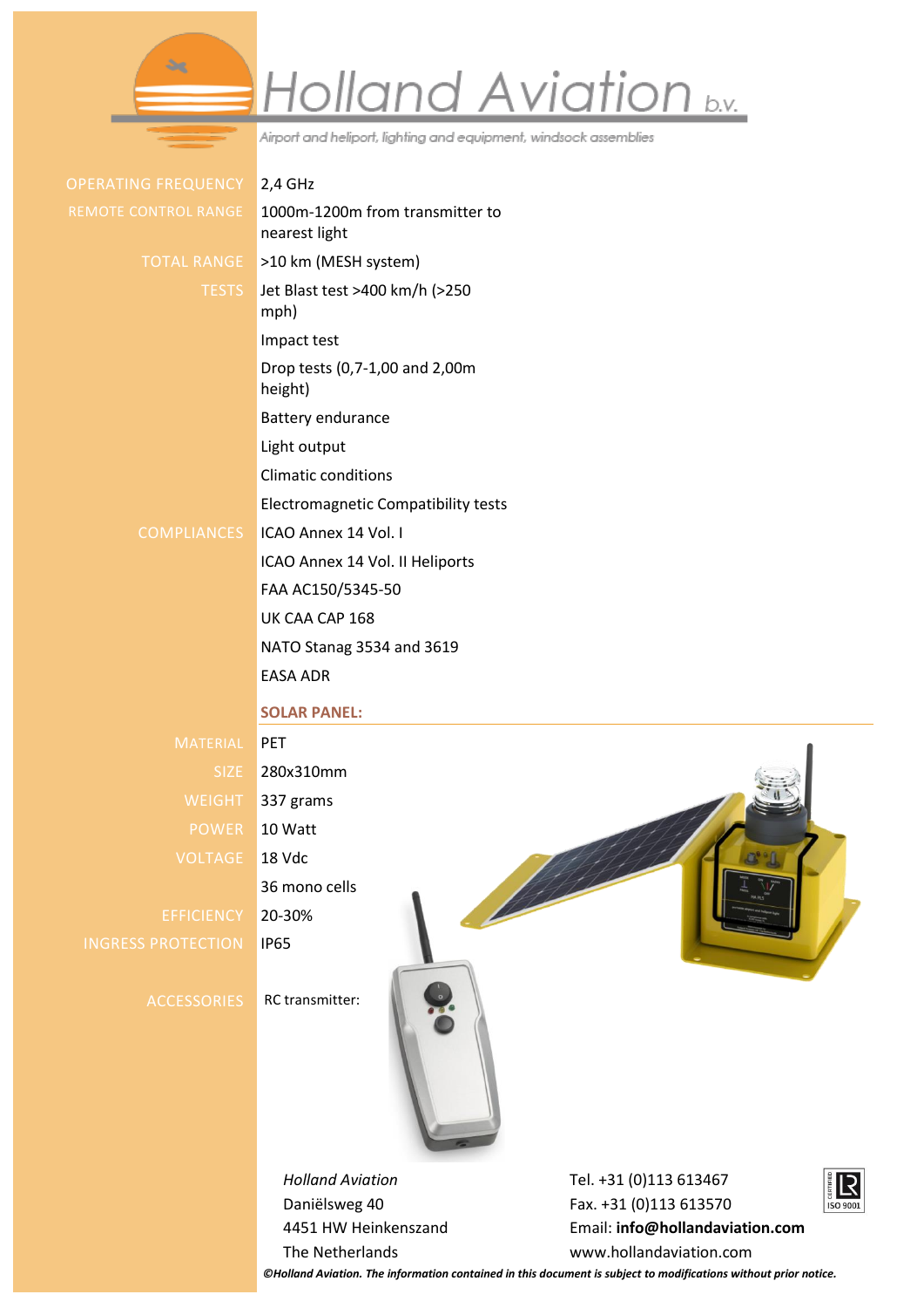# Holland Aviation b.v.

*Airport and heliport, lighting and equipment, windsock assemblies*

| | |
|---|---|
| OPERATING FREQUENCY | 2,4 GHz |
| REMOTE CONTROL RANGE | 1000m-1200m from transmitter to nearest light |
| TOTAL RANGE | >10 km (MESH system) |
| TESTS | Jet Blast test >400 km/h (>250 mph) |
| | Impact test |
| | Drop tests (0,7-1,00 and 2,00m height) |
| | Battery endurance |
| | Light output |
| | Climatic conditions |
| | Electromagnetic Compatibility tests |
| COMPLIANCES | ICAO Annex 14 Vol. I |
| | ICAO Annex 14 Vol. II Heliports |
| | FAA AC150/5345-50 |
| | UK CAA CAP 168 |
| | NATO Stanag 3534 and 3619 |
| | EASA ADR |

## SOLAR PANEL:

| | |
|---|---|
| MATERIAL | PET |
| SIZE | 280x310mm |
| WEIGHT | 337 grams |
| POWER | 10 Watt |
| VOLTAGE | 18 Vdc |
| | 36 mono cells |
| EFFICIENCY | 20-30% |
| INGRESS PROTECTION | IP65 |

ACCESSORIES

RC transmitter:

*Holland Aviation*
Daniëlsweg 40
4451 HW Heinkenszand
The Netherlands

Tel. +31 (0)113 613467
Fax. +31 (0)113 613570
Email: **info@hollandaviation.com**
www.hollandaviation.com

***©Holland Aviation. The information contained in this document is subject to modifications without prior notice.***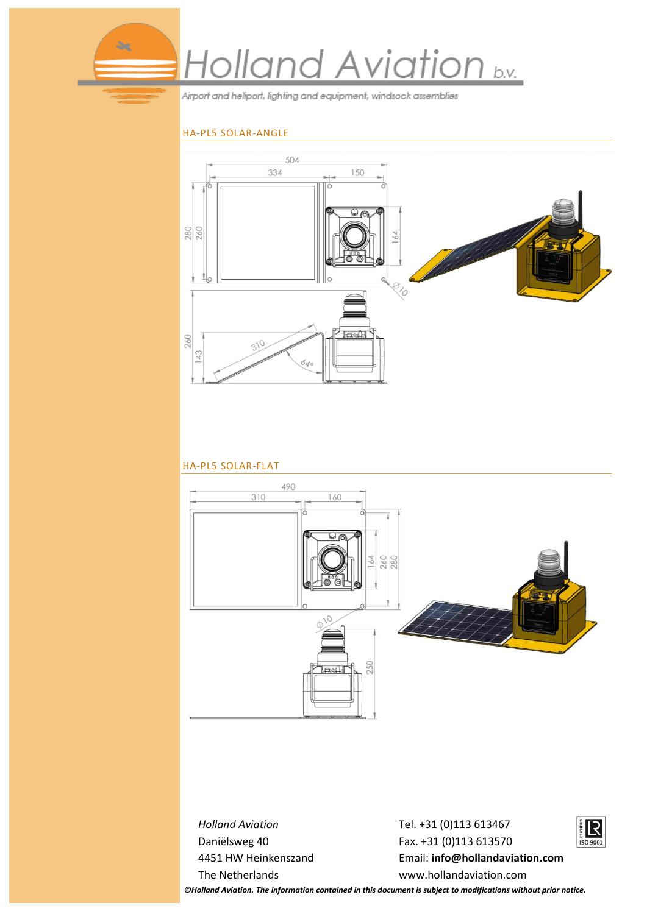## HA-PL5 SOLAR-ANGLE

504
334
150
280
260
164
⌀10
260
143
310
64°

## HA-PL5 SOLAR-FLAT

490
310
160
164
260
280
⌀10
250

*Holland Aviation*
Daniëlsweg 40
4451 HW Heinkenszand
The Netherlands

Tel. +31 (0)113 613467
Fax. +31 (0)113 613570
Email: **info@hollandaviation.com**
www.hollandaviation.com

***©Holland Aviation. The information contained in this document is subject to modifications without prior notice.***